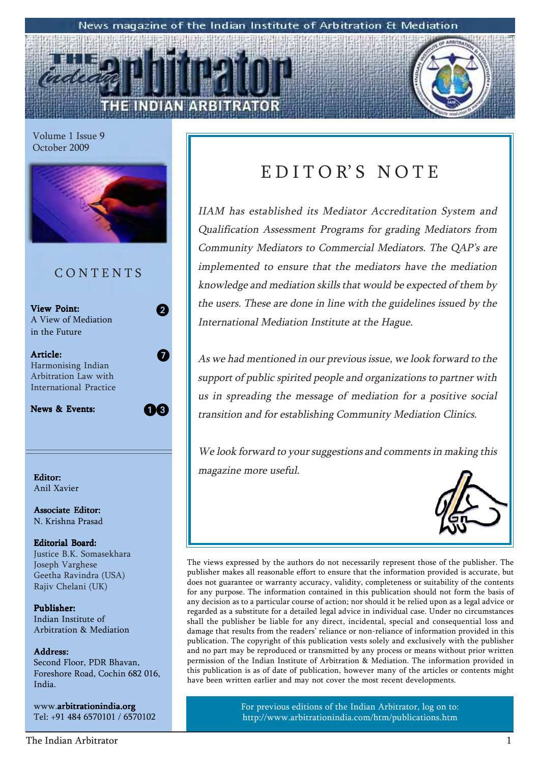News magazine of the Indian Institute of Arbitration & Mediation

# THE INDIAN ARBITRATOR

Volume 1 Issue 9
October 2009

## CONTENTS

**View Point:** A View of Mediation in the Future — 2

**Article:** Harmonising Indian Arbitration Law with International Practice — 7

**News & Events:** — 13

**Editor:**
Anil Xavier

**Associate Editor:**
N. Krishna Prasad

**Editorial Board:**
Justice B.K. Somasekhara
Joseph Varghese
Geetha Ravindra (USA)
Rajiv Chelani (UK)

**Publisher:**
Indian Institute of Arbitration & Mediation

**Address:**
Second Floor, PDR Bhavan,
Foreshore Road, Cochin 682 016,
India.

www.**arbitrationindia.org**
Tel: +91 484 6570101 / 6570102

## EDITOR'S NOTE

*IIAM has established its Mediator Accreditation System and Qualification Assessment Programs for grading Mediators from Community Mediators to Commercial Mediators. The QAP's are implemented to ensure that the mediators have the mediation knowledge and mediation skills that would be expected of them by the users. These are done in line with the guidelines issued by the International Mediation Institute at the Hague.*

*As we had mentioned in our previous issue, we look forward to the support of public spirited people and organizations to partner with us in spreading the message of mediation for a positive social transition and for establishing Community Mediation Clinics.*

*We look forward to your suggestions and comments in making this magazine more useful.*

The views expressed by the authors do not necessarily represent those of the publisher. The publisher makes all reasonable effort to ensure that the information provided is accurate, but does not guarantee or warranty accuracy, validity, completeness or suitability of the contents for any purpose. The information contained in this publication should not form the basis of any decision as to a particular course of action; nor should it be relied upon as a legal advice or regarded as a substitute for a detailed legal advice in individual case. Under no circumstances shall the publisher be liable for any direct, incidental, special and consequential loss and damage that results from the readers' reliance or non-reliance of information provided in this publication. The copyright of this publication vests solely and exclusively with the publisher and no part may be reproduced or transmitted by any process or means without prior written permission of the Indian Institute of Arbitration & Mediation. The information provided in this publication is as of date of publication, however many of the articles or contents might have been written earlier and may not cover the most recent developments.

For previous editions of the Indian Arbitrator, log on to:
http://www.arbitrationindia.com/htm/publications.htm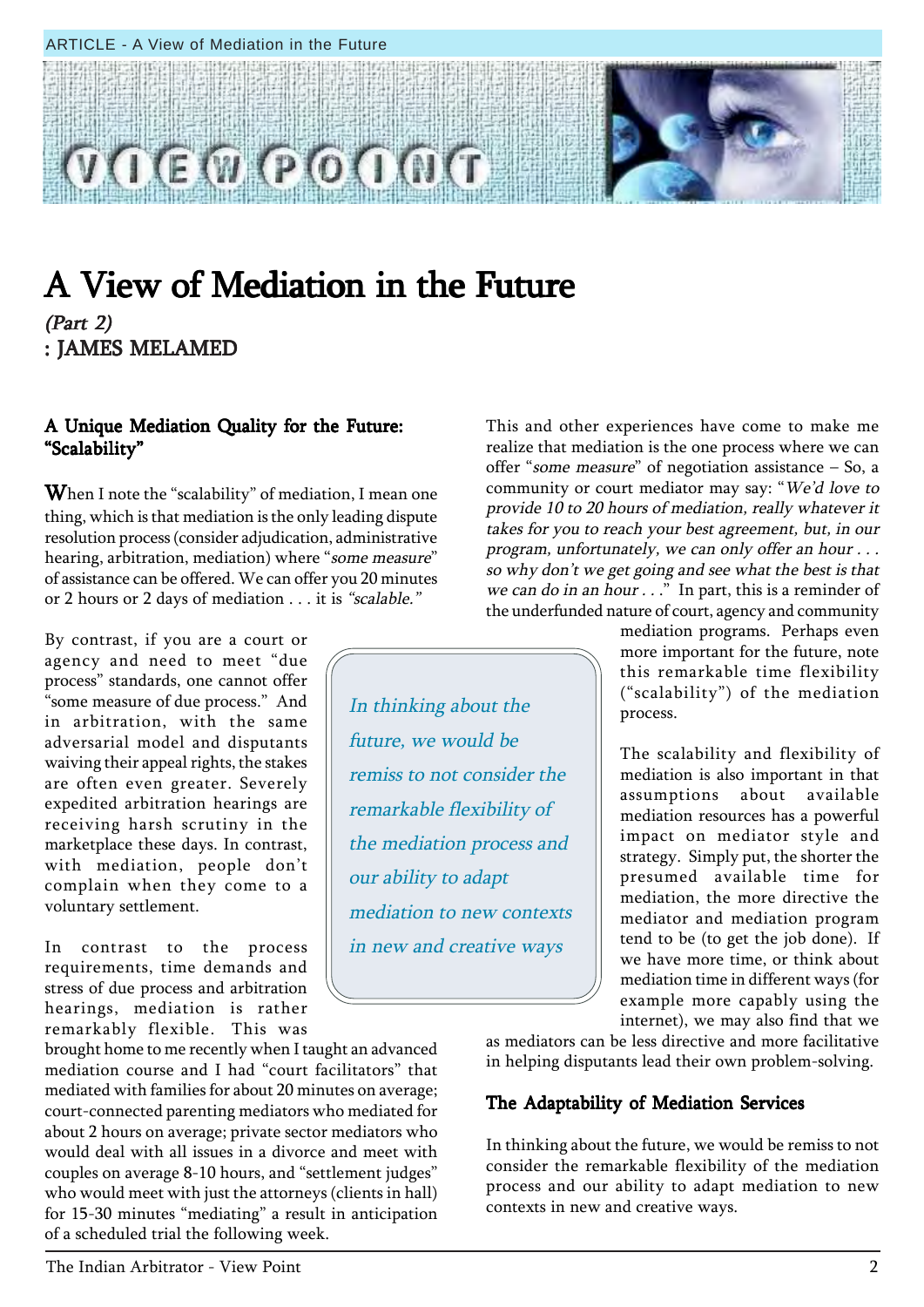# A View of Mediation in the Future

*(Part 2)*

: JAMES MELAMED

## A Unique Mediation Quality for the Future: "Scalability"

When I note the "scalability" of mediation, I mean one thing, which is that mediation is the only leading dispute resolution process (consider adjudication, administrative hearing, arbitration, mediation) where "*some measure*" of assistance can be offered. We can offer you 20 minutes or 2 hours or 2 days of mediation . . . it is *"scalable."*

By contrast, if you are a court or agency and need to meet "due process" standards, one cannot offer "some measure of due process." And in arbitration, with the same adversarial model and disputants waiving their appeal rights, the stakes are often even greater. Severely expedited arbitration hearings are receiving harsh scrutiny in the marketplace these days. In contrast, with mediation, people don't complain when they come to a voluntary settlement.

In contrast to the process requirements, time demands and stress of due process and arbitration hearings, mediation is rather remarkably flexible. This was brought home to me recently when I taught an advanced mediation course and I had "court facilitators" that mediated with families for about 20 minutes on average; court-connected parenting mediators who mediated for about 2 hours on average; private sector mediators who would deal with all issues in a divorce and meet with couples on average 8-10 hours, and "settlement judges" who would meet with just the attorneys (clients in hall) for 15-30 minutes "mediating" a result in anticipation of a scheduled trial the following week.

> *In thinking about the future, we would be remiss to not consider the remarkable flexibility of the mediation process and our ability to adapt mediation to new contexts in new and creative ways*

This and other experiences have come to make me realize that mediation is the one process where we can offer "*some measure*" of negotiation assistance – So, a community or court mediator may say: "*We'd love to provide 10 to 20 hours of mediation, really whatever it takes for you to reach your best agreement, but, in our program, unfortunately, we can only offer an hour . . . so why don't we get going and see what the best is that we can do in an hour . . .*" In part, this is a reminder of the underfunded nature of court, agency and community mediation programs. Perhaps even more important for the future, note this remarkable time flexibility ("scalability") of the mediation process.

The scalability and flexibility of mediation is also important in that assumptions about available mediation resources has a powerful impact on mediator style and strategy. Simply put, the shorter the presumed available time for mediation, the more directive the mediator and mediation program tend to be (to get the job done). If we have more time, or think about mediation time in different ways (for example more capably using the internet), we may also find that we as mediators can be less directive and more facilitative in helping disputants lead their own problem-solving.

## The Adaptability of Mediation Services

In thinking about the future, we would be remiss to not consider the remarkable flexibility of the mediation process and our ability to adapt mediation to new contexts in new and creative ways.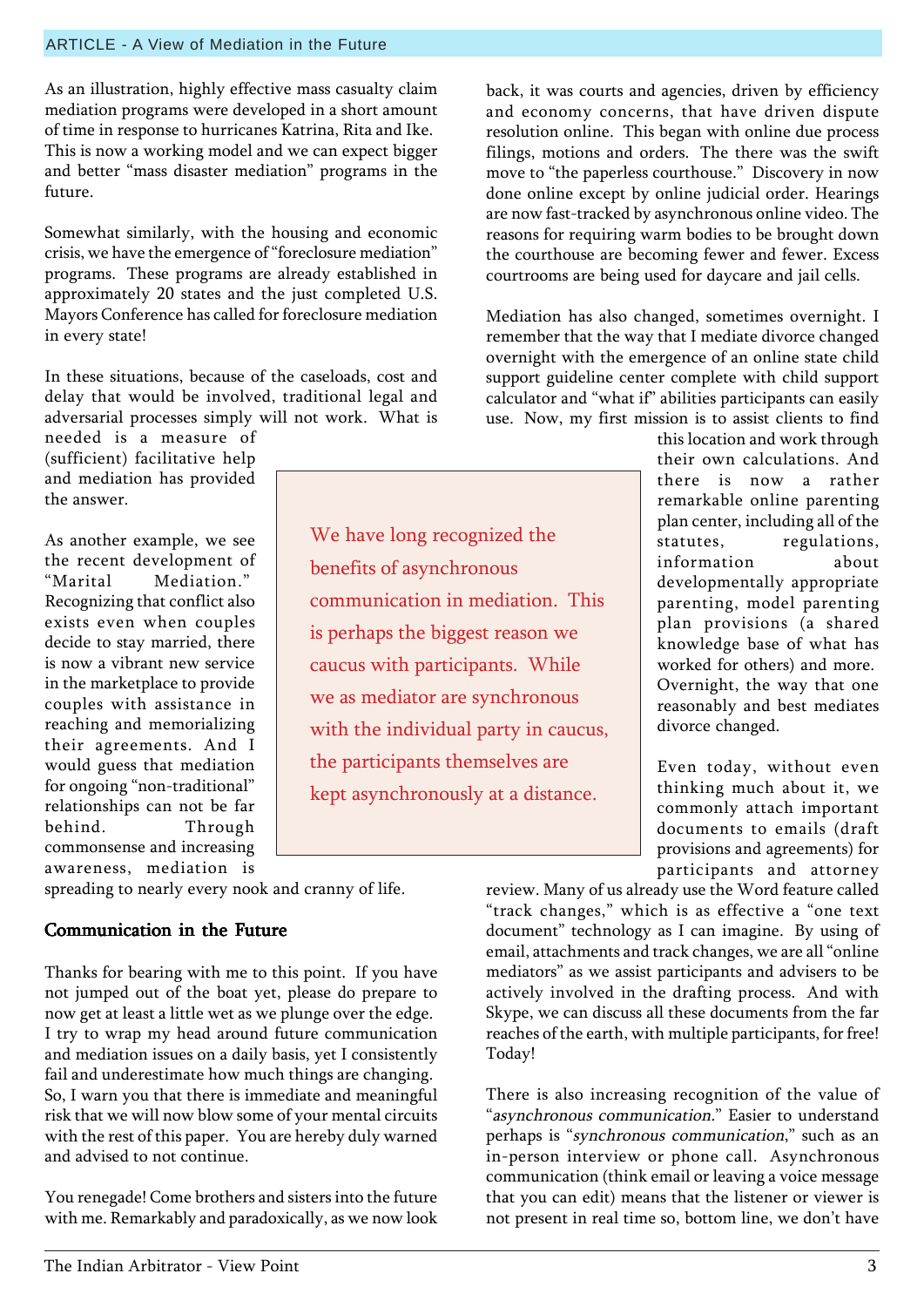As an illustration, highly effective mass casualty claim mediation programs were developed in a short amount of time in response to hurricanes Katrina, Rita and Ike. This is now a working model and we can expect bigger and better "mass disaster mediation" programs in the future.

Somewhat similarly, with the housing and economic crisis, we have the emergence of "foreclosure mediation" programs. These programs are already established in approximately 20 states and the just completed U.S. Mayors Conference has called for foreclosure mediation in every state!

In these situations, because of the caseloads, cost and delay that would be involved, traditional legal and adversarial processes simply will not work. What is needed is a measure of (sufficient) facilitative help and mediation has provided the answer.

As another example, we see the recent development of "Marital Mediation." Recognizing that conflict also exists even when couples decide to stay married, there is now a vibrant new service in the marketplace to provide couples with assistance in reaching and memorializing their agreements. And I would guess that mediation for ongoing "non-traditional" relationships can not be far behind. Through commonsense and increasing awareness, mediation is spreading to nearly every nook and cranny of life.

## Communication in the Future

Thanks for bearing with me to this point. If you have not jumped out of the boat yet, please do prepare to now get at least a little wet as we plunge over the edge. I try to wrap my head around future communication and mediation issues on a daily basis, yet I consistently fail and underestimate how much things are changing. So, I warn you that there is immediate and meaningful risk that we will now blow some of your mental circuits with the rest of this paper. You are hereby duly warned and advised to not continue.

You renegade! Come brothers and sisters into the future with me. Remarkably and paradoxically, as we now look back, it was courts and agencies, driven by efficiency and economy concerns, that have driven dispute resolution online. This began with online due process filings, motions and orders. The there was the swift move to "the paperless courthouse." Discovery in now done online except by online judicial order. Hearings are now fast-tracked by asynchronous online video. The reasons for requiring warm bodies to be brought down the courthouse are becoming fewer and fewer. Excess courtrooms are being used for daycare and jail cells.

Mediation has also changed, sometimes overnight. I remember that the way that I mediate divorce changed overnight with the emergence of an online state child support guideline center complete with child support calculator and "what if" abilities participants can easily use. Now, my first mission is to assist clients to find this location and work through their own calculations. And there is now a rather remarkable online parenting plan center, including all of the statutes, regulations, information about developmentally appropriate parenting, model parenting plan provisions (a shared knowledge base of what has worked for others) and more. Overnight, the way that one reasonably and best mediates divorce changed.

> We have long recognized the benefits of asynchronous communication in mediation. This is perhaps the biggest reason we caucus with participants. While we as mediator are synchronous with the individual party in caucus, the participants themselves are kept asynchronously at a distance.

Even today, without even thinking much about it, we commonly attach important documents to emails (draft provisions and agreements) for participants and attorney review. Many of us already use the Word feature called "track changes," which is as effective a "one text document" technology as I can imagine. By using of email, attachments and track changes, we are all "online mediators" as we assist participants and advisers to be actively involved in the drafting process. And with Skype, we can discuss all these documents from the far reaches of the earth, with multiple participants, for free! Today!

There is also increasing recognition of the value of "*asynchronous communication*." Easier to understand perhaps is "*synchronous communication*," such as an in-person interview or phone call. Asynchronous communication (think email or leaving a voice message that you can edit) means that the listener or viewer is not present in real time so, bottom line, we don't have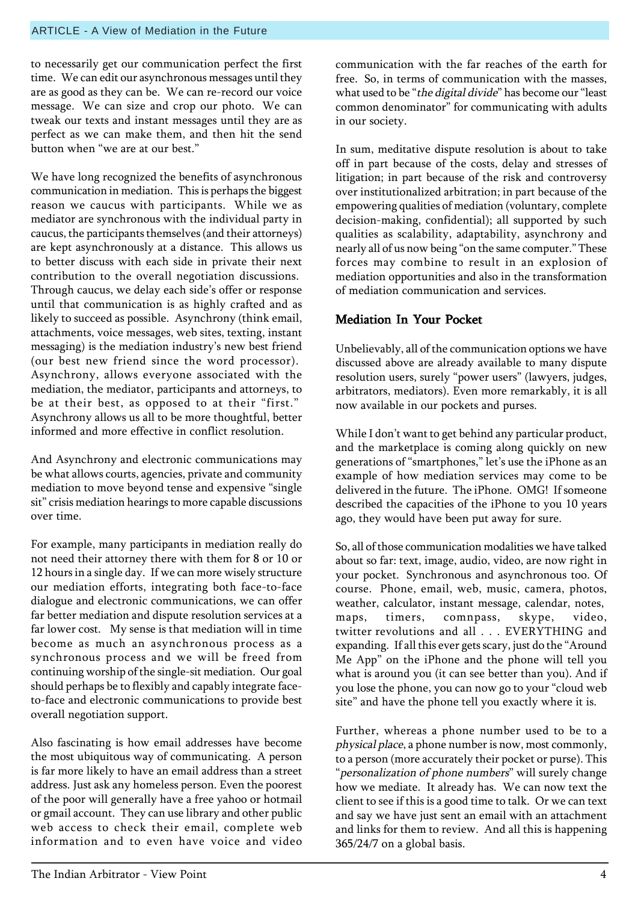to necessarily get our communication perfect the first time. We can edit our asynchronous messages until they are as good as they can be. We can re-record our voice message. We can size and crop our photo. We can tweak our texts and instant messages until they are as perfect as we can make them, and then hit the send button when "we are at our best."

We have long recognized the benefits of asynchronous communication in mediation. This is perhaps the biggest reason we caucus with participants. While we as mediator are synchronous with the individual party in caucus, the participants themselves (and their attorneys) are kept asynchronously at a distance. This allows us to better discuss with each side in private their next contribution to the overall negotiation discussions. Through caucus, we delay each side's offer or response until that communication is as highly crafted and as likely to succeed as possible. Asynchrony (think email, attachments, voice messages, web sites, texting, instant messaging) is the mediation industry's new best friend (our best new friend since the word processor). Asynchrony, allows everyone associated with the mediation, the mediator, participants and attorneys, to be at their best, as opposed to at their "first." Asynchrony allows us all to be more thoughtful, better informed and more effective in conflict resolution.

And Asynchrony and electronic communications may be what allows courts, agencies, private and community mediation to move beyond tense and expensive "single sit" crisis mediation hearings to more capable discussions over time.

For example, many participants in mediation really do not need their attorney there with them for 8 or 10 or 12 hours in a single day. If we can more wisely structure our mediation efforts, integrating both face-to-face dialogue and electronic communications, we can offer far better mediation and dispute resolution services at a far lower cost. My sense is that mediation will in time become as much an asynchronous process as a synchronous process and we will be freed from continuing worship of the single-sit mediation. Our goal should perhaps be to flexibly and capably integrate face-to-face and electronic communications to provide best overall negotiation support.

Also fascinating is how email addresses have become the most ubiquitous way of communicating. A person is far more likely to have an email address than a street address. Just ask any homeless person. Even the poorest of the poor will generally have a free yahoo or hotmail or gmail account. They can use library and other public web access to check their email, complete web information and to even have voice and video communication with the far reaches of the earth for free. So, in terms of communication with the masses, what used to be "*the digital divide*" has become our "least common denominator" for communicating with adults in our society.

In sum, meditative dispute resolution is about to take off in part because of the costs, delay and stresses of litigation; in part because of the risk and controversy over institutionalized arbitration; in part because of the empowering qualities of mediation (voluntary, complete decision-making, confidential); all supported by such qualities as scalability, adaptability, asynchrony and nearly all of us now being "on the same computer." These forces may combine to result in an explosion of mediation opportunities and also in the transformation of mediation communication and services.

## Mediation In Your Pocket

Unbelievably, all of the communication options we have discussed above are already available to many dispute resolution users, surely "power users" (lawyers, judges, arbitrators, mediators). Even more remarkably, it is all now available in our pockets and purses.

While I don't want to get behind any particular product, and the marketplace is coming along quickly on new generations of "smartphones," let's use the iPhone as an example of how mediation services may come to be delivered in the future. The iPhone. OMG! If someone described the capacities of the iPhone to you 10 years ago, they would have been put away for sure.

So, all of those communication modalities we have talked about so far: text, image, audio, video, are now right in your pocket. Synchronous and asynchronous too. Of course. Phone, email, web, music, camera, photos, weather, calculator, instant message, calendar, notes, maps, timers, comnpass, skype, video, twitter revolutions and all . . . EVERYTHING and expanding. If all this ever gets scary, just do the "Around Me App" on the iPhone and the phone will tell you what is around you (it can see better than you). And if you lose the phone, you can now go to your "cloud web site" and have the phone tell you exactly where it is.

Further, whereas a phone number used to be to a *physical place*, a phone number is now, most commonly, to a person (more accurately their pocket or purse). This "*personalization of phone numbers*" will surely change how we mediate. It already has. We can now text the client to see if this is a good time to talk. Or we can text and say we have just sent an email with an attachment and links for them to review. And all this is happening 365/24/7 on a global basis.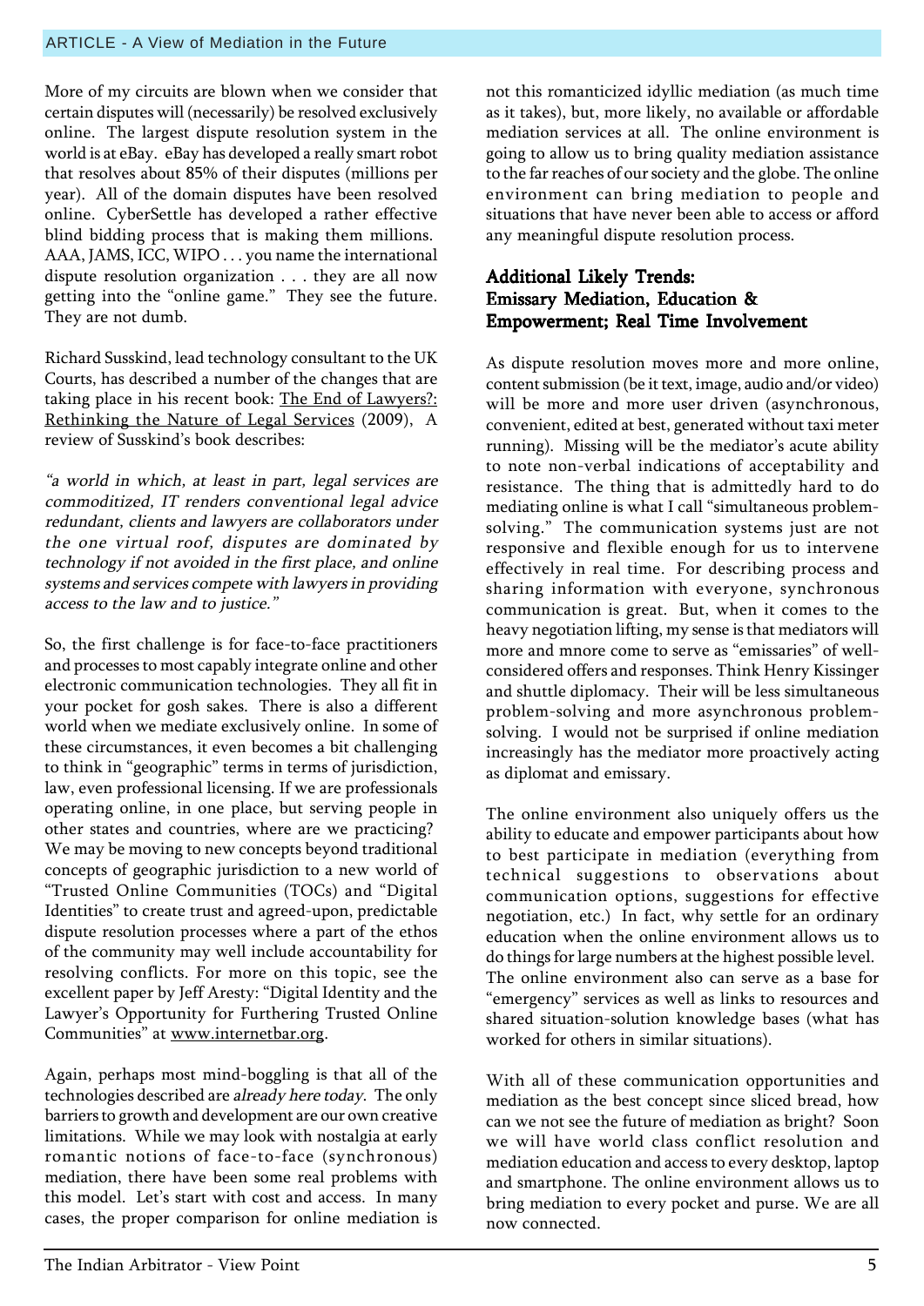More of my circuits are blown when we consider that certain disputes will (necessarily) be resolved exclusively online. The largest dispute resolution system in the world is at eBay. eBay has developed a really smart robot that resolves about 85% of their disputes (millions per year). All of the domain disputes have been resolved online. CyberSettle has developed a rather effective blind bidding process that is making them millions. AAA, JAMS, ICC, WIPO . . . you name the international dispute resolution organization . . . they are all now getting into the "online game." They see the future. They are not dumb.

Richard Susskind, lead technology consultant to the UK Courts, has described a number of the changes that are taking place in his recent book: The End of Lawyers?: Rethinking the Nature of Legal Services (2009), A review of Susskind's book describes:

*"a world in which, at least in part, legal services are commoditized, IT renders conventional legal advice redundant, clients and lawyers are collaborators under the one virtual roof, disputes are dominated by technology if not avoided in the first place, and online systems and services compete with lawyers in providing access to the law and to justice."*

So, the first challenge is for face-to-face practitioners and processes to most capably integrate online and other electronic communication technologies. They all fit in your pocket for gosh sakes. There is also a different world when we mediate exclusively online. In some of these circumstances, it even becomes a bit challenging to think in "geographic" terms in terms of jurisdiction, law, even professional licensing. If we are professionals operating online, in one place, but serving people in other states and countries, where are we practicing? We may be moving to new concepts beyond traditional concepts of geographic jurisdiction to a new world of "Trusted Online Communities (TOCs) and "Digital Identities" to create trust and agreed-upon, predictable dispute resolution processes where a part of the ethos of the community may well include accountability for resolving conflicts. For more on this topic, see the excellent paper by Jeff Aresty: "Digital Identity and the Lawyer's Opportunity for Furthering Trusted Online Communities" at www.internetbar.org.

Again, perhaps most mind-boggling is that all of the technologies described are *already here today*. The only barriers to growth and development are our own creative limitations. While we may look with nostalgia at early romantic notions of face-to-face (synchronous) mediation, there have been some real problems with this model. Let's start with cost and access. In many cases, the proper comparison for online mediation is not this romanticized idyllic mediation (as much time as it takes), but, more likely, no available or affordable mediation services at all. The online environment is going to allow us to bring quality mediation assistance to the far reaches of our society and the globe. The online environment can bring mediation to people and situations that have never been able to access or afford any meaningful dispute resolution process.

## Additional Likely Trends: Emissary Mediation, Education & Empowerment; Real Time Involvement

As dispute resolution moves more and more online, content submission (be it text, image, audio and/or video) will be more and more user driven (asynchronous, convenient, edited at best, generated without taxi meter running). Missing will be the mediator's acute ability to note non-verbal indications of acceptability and resistance. The thing that is admittedly hard to do mediating online is what I call "simultaneous problem-solving." The communication systems just are not responsive and flexible enough for us to intervene effectively in real time. For describing process and sharing information with everyone, synchronous communication is great. But, when it comes to the heavy negotiation lifting, my sense is that mediators will more and mnore come to serve as "emissaries" of well-considered offers and responses. Think Henry Kissinger and shuttle diplomacy. Their will be less simultaneous problem-solving and more asynchronous problem-solving. I would not be surprised if online mediation increasingly has the mediator more proactively acting as diplomat and emissary.

The online environment also uniquely offers us the ability to educate and empower participants about how to best participate in mediation (everything from technical suggestions to observations about communication options, suggestions for effective negotiation, etc.) In fact, why settle for an ordinary education when the online environment allows us to do things for large numbers at the highest possible level. The online environment also can serve as a base for "emergency" services as well as links to resources and shared situation-solution knowledge bases (what has worked for others in similar situations).

With all of these communication opportunities and mediation as the best concept since sliced bread, how can we not see the future of mediation as bright? Soon we will have world class conflict resolution and mediation education and access to every desktop, laptop and smartphone. The online environment allows us to bring mediation to every pocket and purse. We are all now connected.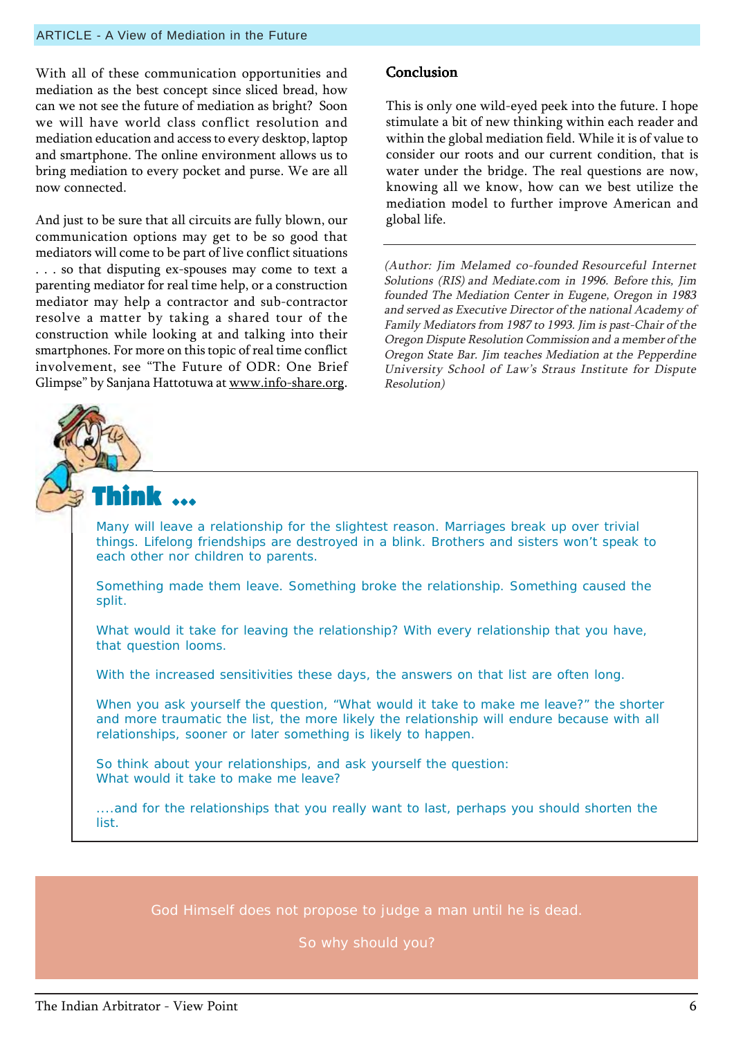With all of these communication opportunities and mediation as the best concept since sliced bread, how can we not see the future of mediation as bright? Soon we will have world class conflict resolution and mediation education and access to every desktop, laptop and smartphone. The online environment allows us to bring mediation to every pocket and purse. We are all now connected.

And just to be sure that all circuits are fully blown, our communication options may get to be so good that mediators will come to be part of live conflict situations . . . so that disputing ex-spouses may come to text a parenting mediator for real time help, or a construction mediator may help a contractor and sub-contractor resolve a matter by taking a shared tour of the construction while looking at and talking into their smartphones. For more on this topic of real time conflict involvement, see "The Future of ODR: One Brief Glimpse" by Sanjana Hattotuwa at www.info-share.org.

## Conclusion

This is only one wild-eyed peek into the future. I hope stimulate a bit of new thinking within each reader and within the global mediation field. While it is of value to consider our roots and our current condition, that is water under the bridge. The real questions are now, knowing all we know, how can we best utilize the mediation model to further improve American and global life.

---

*(Author: Jim Melamed co-founded Resourceful Internet Solutions (RIS) and Mediate.com in 1996. Before this, Jim founded The Mediation Center in Eugene, Oregon in 1983 and served as Executive Director of the national Academy of Family Mediators from 1987 to 1993. Jim is past-Chair of the Oregon Dispute Resolution Commission and a member of the Oregon State Bar. Jim teaches Mediation at the Pepperdine University School of Law's Straus Institute for Dispute Resolution)*

## Think ...

Many will leave a relationship for the slightest reason. Marriages break up over trivial things. Lifelong friendships are destroyed in a blink. Brothers and sisters won't speak to each other nor children to parents.

Something made them leave. Something broke the relationship. Something caused the split.

What would it take for leaving the relationship? With every relationship that you have, that question looms.

With the increased sensitivities these days, the answers on that list are often long.

When you ask yourself the question, "What would it take to make me leave?" the shorter and more traumatic the list, the more likely the relationship will endure because with all relationships, sooner or later something is likely to happen.

So think about your relationships, and ask yourself the question:
What would it take to make me leave?

....and for the relationships that you really want to last, perhaps you should shorten the list.

God Himself does not propose to judge a man until he is dead.

So why should you?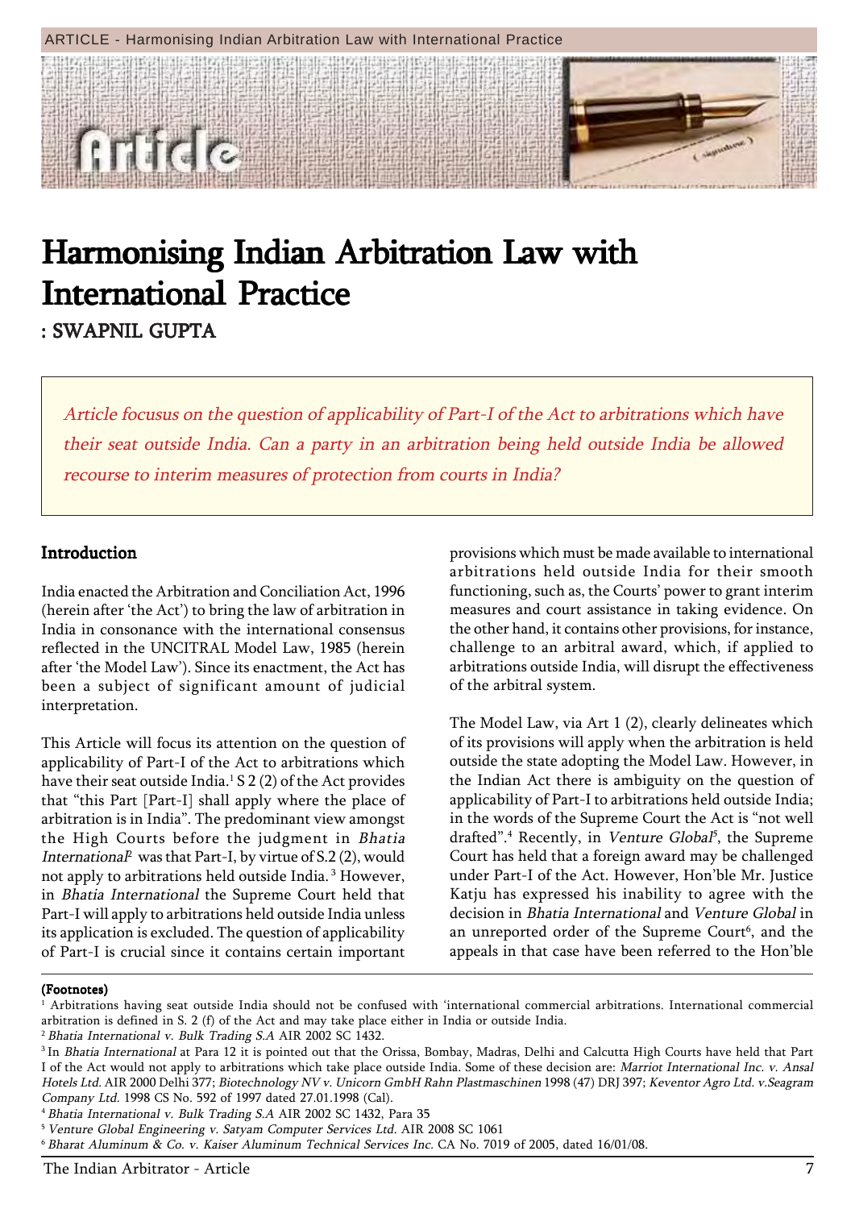# Harmonising Indian Arbitration Law with International Practice

: SWAPNIL GUPTA

*Article focusus on the question of applicability of Part-I of the Act to arbitrations which have their seat outside India. Can a party in an arbitration being held outside India be allowed recourse to interim measures of protection from courts in India?*

## Introduction

India enacted the Arbitration and Conciliation Act, 1996 (herein after 'the Act') to bring the law of arbitration in India in consonance with the international consensus reflected in the UNCITRAL Model Law, 1985 (herein after 'the Model Law'). Since its enactment, the Act has been a subject of significant amount of judicial interpretation.

This Article will focus its attention on the question of applicability of Part-I of the Act to arbitrations which have their seat outside India.[1] S 2 (2) of the Act provides that "this Part [Part-I] shall apply where the place of arbitration is in India". The predominant view amongst the High Courts before the judgment in *Bhatia International*[2] was that Part-I, by virtue of S.2 (2), would not apply to arbitrations held outside India.[3] However, in *Bhatia International* the Supreme Court held that Part-I will apply to arbitrations held outside India unless its application is excluded. The question of applicability of Part-I is crucial since it contains certain important provisions which must be made available to international arbitrations held outside India for their smooth functioning, such as, the Courts' power to grant interim measures and court assistance in taking evidence. On the other hand, it contains other provisions, for instance, challenge to an arbitral award, which, if applied to arbitrations outside India, will disrupt the effectiveness of the arbitral system.

The Model Law, via Art 1 (2), clearly delineates which of its provisions will apply when the arbitration is held outside the state adopting the Model Law. However, in the Indian Act there is ambiguity on the question of applicability of Part-I to arbitrations held outside India; in the words of the Supreme Court the Act is "not well drafted".[4] Recently, in *Venture Global*[5], the Supreme Court has held that a foreign award may be challenged under Part-I of the Act. However, Hon'ble Mr. Justice Katju has expressed his inability to agree with the decision in *Bhatia International* and *Venture Global* in an unreported order of the Supreme Court[6], and the appeals in that case have been referred to the Hon'ble

**(Footnotes)**

[1] Arbitrations having seat outside India should not be confused with 'international commercial arbitrations. International commercial arbitration is defined in S. 2 (f) of the Act and may take place either in India or outside India.

[2] *Bhatia International v. Bulk Trading S.A* AIR 2002 SC 1432.

[3] In *Bhatia International* at Para 12 it is pointed out that the Orissa, Bombay, Madras, Delhi and Calcutta High Courts have held that Part I of the Act would not apply to arbitrations which take place outside India. Some of these decision are: *Marriot International Inc. v. Ansal Hotels Ltd.* AIR 2000 Delhi 377; *Biotechnology NV v. Unicorn GmbH Rahn Plastmaschinen* 1998 (47) DRJ 397; *Keventor Agro Ltd. v.Seagram Company Ltd.* 1998 CS No. 592 of 1997 dated 27.01.1998 (Cal).

[4] *Bhatia International v. Bulk Trading S.A* AIR 2002 SC 1432, Para 35

[5] *Venture Global Engineering v. Satyam Computer Services Ltd.* AIR 2008 SC 1061

[6] *Bharat Aluminum & Co. v. Kaiser Aluminum Technical Services Inc.* CA No. 7019 of 2005, dated 16/01/08.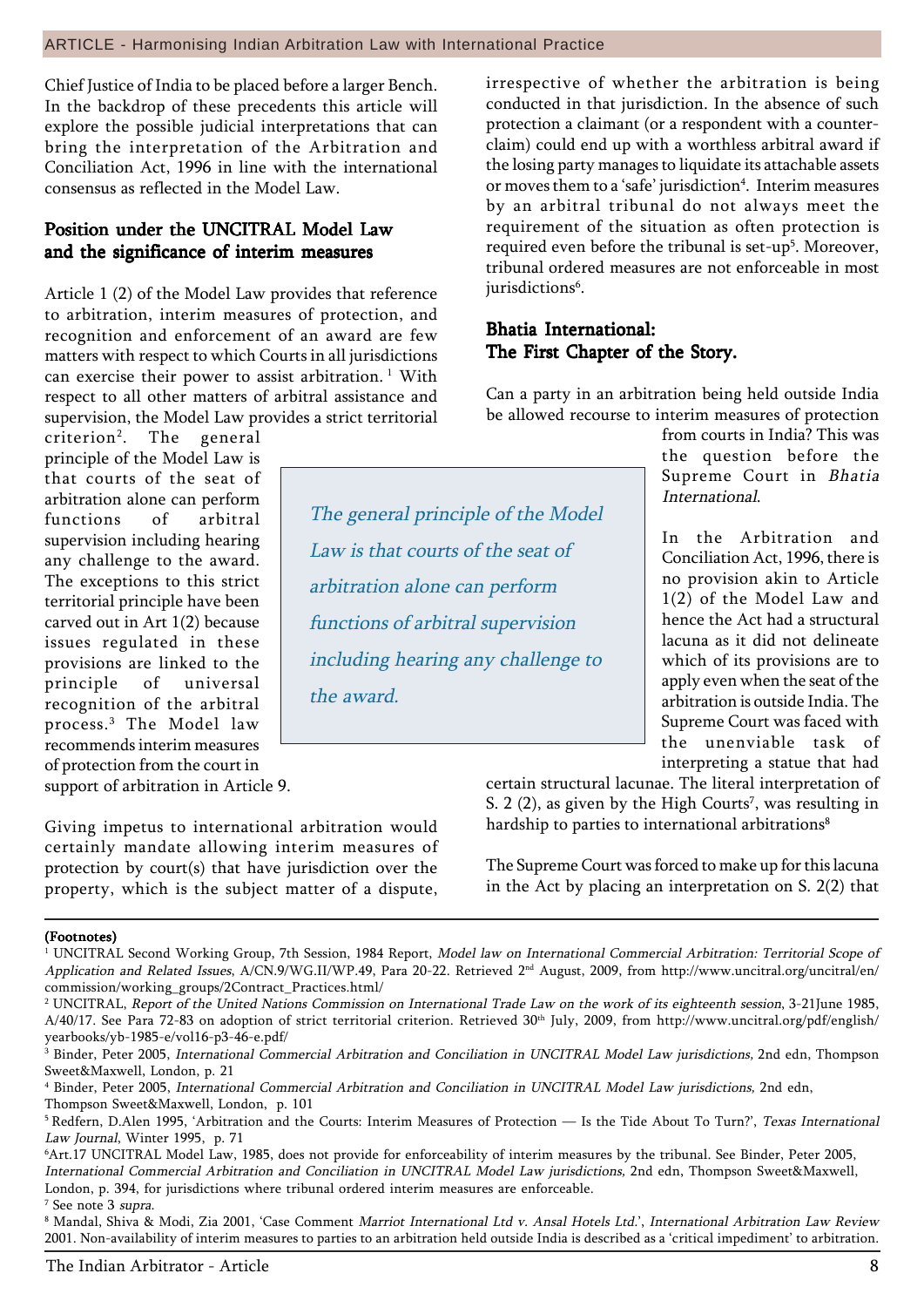Chief Justice of India to be placed before a larger Bench. In the backdrop of these precedents this article will explore the possible judicial interpretations that can bring the interpretation of the Arbitration and Conciliation Act, 1996 in line with the international consensus as reflected in the Model Law.

## Position under the UNCITRAL Model Law and the significance of interim measures

Article 1 (2) of the Model Law provides that reference to arbitration, interim measures of protection, and recognition and enforcement of an award are few matters with respect to which Courts in all jurisdictions can exercise their power to assist arbitration. [1] With respect to all other matters of arbitral assistance and supervision, the Model Law provides a strict territorial criterion[2]. The general principle of the Model Law is that courts of the seat of arbitration alone can perform functions of arbitral supervision including hearing any challenge to the award. The exceptions to this strict territorial principle have been carved out in Art 1(2) because issues regulated in these provisions are linked to the principle of universal recognition of the arbitral process.[3] The Model law recommends interim measures of protection from the court in support of arbitration in Article 9.

> *The general principle of the Model Law is that courts of the seat of arbitration alone can perform functions of arbitral supervision including hearing any challenge to the award.*

Giving impetus to international arbitration would certainly mandate allowing interim measures of protection by court(s) that have jurisdiction over the property, which is the subject matter of a dispute, irrespective of whether the arbitration is being conducted in that jurisdiction. In the absence of such protection a claimant (or a respondent with a counter-claim) could end up with a worthless arbitral award if the losing party manages to liquidate its attachable assets or moves them to a 'safe' jurisdiction[4]. Interim measures by an arbitral tribunal do not always meet the requirement of the situation as often protection is required even before the tribunal is set-up[5]. Moreover, tribunal ordered measures are not enforceable in most jurisdictions[6].

## Bhatia International: The First Chapter of the Story.

Can a party in an arbitration being held outside India be allowed recourse to interim measures of protection from courts in India? This was the question before the Supreme Court in *Bhatia International*.

In the Arbitration and Conciliation Act, 1996, there is no provision akin to Article 1(2) of the Model Law and hence the Act had a structural lacuna as it did not delineate which of its provisions are to apply even when the seat of the arbitration is outside India. The Supreme Court was faced with the unenviable task of interpreting a statue that had certain structural lacunae. The literal interpretation of S. 2 (2), as given by the High Courts[7], was resulting in hardship to parties to international arbitrations[8]

The Supreme Court was forced to make up for this lacuna in the Act by placing an interpretation on S. 2(2) that

---

**(Footnotes)**

[1] UNCITRAL Second Working Group, 7th Session, 1984 Report, *Model law on International Commercial Arbitration: Territorial Scope of Application and Related Issues*, A/CN.9/WG.II/WP.49, Para 20-22. Retrieved 2nd August, 2009, from http://www.uncitral.org/uncitral/en/commission/working_groups/2Contract_Practices.html/

[2] UNCITRAL, *Report of the United Nations Commission on International Trade Law on the work of its eighteenth session*, 3-21June 1985, A/40/17. See Para 72-83 on adoption of strict territorial criterion. Retrieved 30th July, 2009, from http://www.uncitral.org/pdf/english/yearbooks/yb-1985-e/vol16-p3-46-e.pdf/

[3] Binder, Peter 2005, *International Commercial Arbitration and Conciliation in UNCITRAL Model Law jurisdictions,* 2nd edn, Thompson Sweet&Maxwell, London, p. 21

[4] Binder, Peter 2005, *International Commercial Arbitration and Conciliation in UNCITRAL Model Law jurisdictions,* 2nd edn, Thompson Sweet&Maxwell, London, p. 101

[5] Redfern, D.Alen 1995, 'Arbitration and the Courts: Interim Measures of Protection — Is the Tide About To Turn?', *Texas International Law Journal*, Winter 1995, p. 71

[6] Art.17 UNCITRAL Model Law, 1985, does not provide for enforceability of interim measures by the tribunal. See Binder, Peter 2005, *International Commercial Arbitration and Conciliation in UNCITRAL Model Law jurisdictions,* 2nd edn, Thompson Sweet&Maxwell, London, p. 394, for jurisdictions where tribunal ordered interim measures are enforceable.

[7] See note 3 *supra.*

[8] Mandal, Shiva & Modi, Zia 2001, 'Case Comment *Marriot International Ltd v. Ansal Hotels Ltd.*', *International Arbitration Law Review* 2001. Non-availability of interim measures to parties to an arbitration held outside India is described as a 'critical impediment' to arbitration.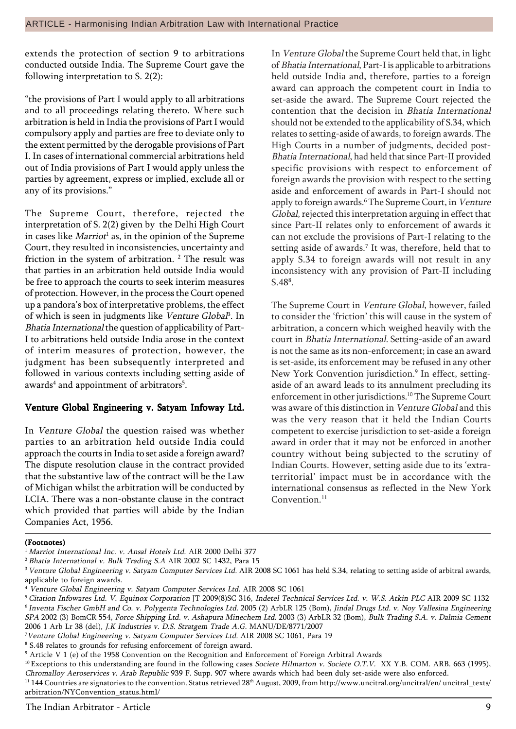extends the protection of section 9 to arbitrations conducted outside India. The Supreme Court gave the following interpretation to S. 2(2):

"the provisions of Part I would apply to all arbitrations and to all proceedings relating thereto. Where such arbitration is held in India the provisions of Part I would compulsory apply and parties are free to deviate only to the extent permitted by the derogable provisions of Part I. In cases of international commercial arbitrations held out of India provisions of Part I would apply unless the parties by agreement, express or implied, exclude all or any of its provisions."

The Supreme Court, therefore, rejected the interpretation of S. 2(2) given by the Delhi High Court in cases like *Marriot*[1] as, in the opinion of the Supreme Court, they resulted in inconsistencies, uncertainty and friction in the system of arbitration. [2] The result was that parties in an arbitration held outside India would be free to approach the courts to seek interim measures of protection. However, in the process the Court opened up a pandora's box of interpretative problems, the effect of which is seen in judgments like *Venture Global*[3]. In *Bhatia International* the question of applicability of Part-I to arbitrations held outside India arose in the context of interim measures of protection, however, the judgment has been subsequently interpreted and followed in various contexts including setting aside of awards[4] and appointment of arbitrators[5].

## Venture Global Engineering v. Satyam Infoway Ltd.

In *Venture Global* the question raised was whether parties to an arbitration held outside India could approach the courts in India to set aside a foreign award? The dispute resolution clause in the contract provided that the substantive law of the contract will be the Law of Michigan whilst the arbitration will be conducted by LCIA. There was a non-obstante clause in the contract which provided that parties will abide by the Indian Companies Act, 1956.

In *Venture Global* the Supreme Court held that, in light of *Bhatia International*, Part-I is applicable to arbitrations held outside India and, therefore, parties to a foreign award can approach the competent court in India to set-aside the award. The Supreme Court rejected the contention that the decision in *Bhatia International* should not be extended to the applicability of S.34, which relates to setting-aside of awards, to foreign awards. The High Courts in a number of judgments, decided post-*Bhatia International*, had held that since Part-II provided specific provisions with respect to enforcement of foreign awards the provision with respect to the setting aside and enforcement of awards in Part-I should not apply to foreign awards.[6] The Supreme Court, in *Venture Global*, rejected this interpretation arguing in effect that since Part-II relates only to enforcement of awards it can not exclude the provisions of Part-I relating to the setting aside of awards.[7] It was, therefore, held that to apply S.34 to foreign awards will not result in any inconsistency with any provision of Part-II including S.48[8].

The Supreme Court in *Venture Global*, however, failed to consider the 'friction' this will cause in the system of arbitration, a concern which weighed heavily with the court in *Bhatia International*. Setting-aside of an award is not the same as its non-enforcement; in case an award is set-aside, its enforcement may be refused in any other New York Convention jurisdiction.[9] In effect, setting-aside of an award leads to its annulment precluding its enforcement in other jurisdictions.[10] The Supreme Court was aware of this distinction in *Venture Global* and this was the very reason that it held the Indian Courts competent to exercise jurisdiction to set-aside a foreign award in order that it may not be enforced in another country without being subjected to the scrutiny of Indian Courts. However, setting aside due to its 'extra-territorial' impact must be in accordance with the international consensus as reflected in the New York Convention.[11]

**(Footnotes)**

[1] *Marriot International Inc. v. Ansal Hotels Ltd.* AIR 2000 Delhi 377

[2] *Bhatia International v. Bulk Trading S.A* AIR 2002 SC 1432, Para 15

[3] *Venture Global Engineering v. Satyam Computer Services Ltd.* AIR 2008 SC 1061 has held S.34, relating to setting aside of arbitral awards, applicable to foreign awards.

[4] *Venture Global Engineering v. Satyam Computer Services Ltd.* AIR 2008 SC 1061

[5] *Citation Infowares Ltd. V. Equinox Corporation* JT 2009(8)SC 316, *Indetel Technical Services Ltd. v. W.S. Atkin PLC* AIR 2009 SC 1132

[6] *Inventa Fischer GmbH and Co. v. Polygenta Technologies Ltd.* 2005 (2) ArbLR 125 (Bom), *Jindal Drugs Ltd. v. Noy Vallesina Engineering SPA* 2002 (3) BomCR 554, *Force Shipping Ltd. v. Ashapura Minechem Ltd.* 2003 (3) ArbLR 32 (Bom), *Bulk Trading S.A. v. Dalmia Cement* 2006 1 Arb Lr 38 (del), *J.K Industries v. D.S. Stratgem Trade A.G.* MANU/DE/8771/2007

[7] *Venture Global Engineering v. Satyam Computer Services Ltd.* AIR 2008 SC 1061, Para 19

[8] S.48 relates to grounds for refusing enforcement of foreign award.

[9] Article V 1 (e) of the 1958 Convention on the Recognition and Enforcement of Foreign Arbitral Awards

[10] Exceptions to this understanding are found in the following cases *Societe Hilmarton v. Societe O.T.V.* XX Y.B. COM. ARB. 663 (1995), *Chromalloy Aeroservices v. Arab Republic* 939 F. Supp. 907 where awards which had been duly set-aside were also enforced.

[11] 144 Countries are signatories to the convention. Status retrieved 28th August, 2009, from http://www.uncitral.org/uncitral/en/ uncitral_texts/arbitration/NYConvention_status.html/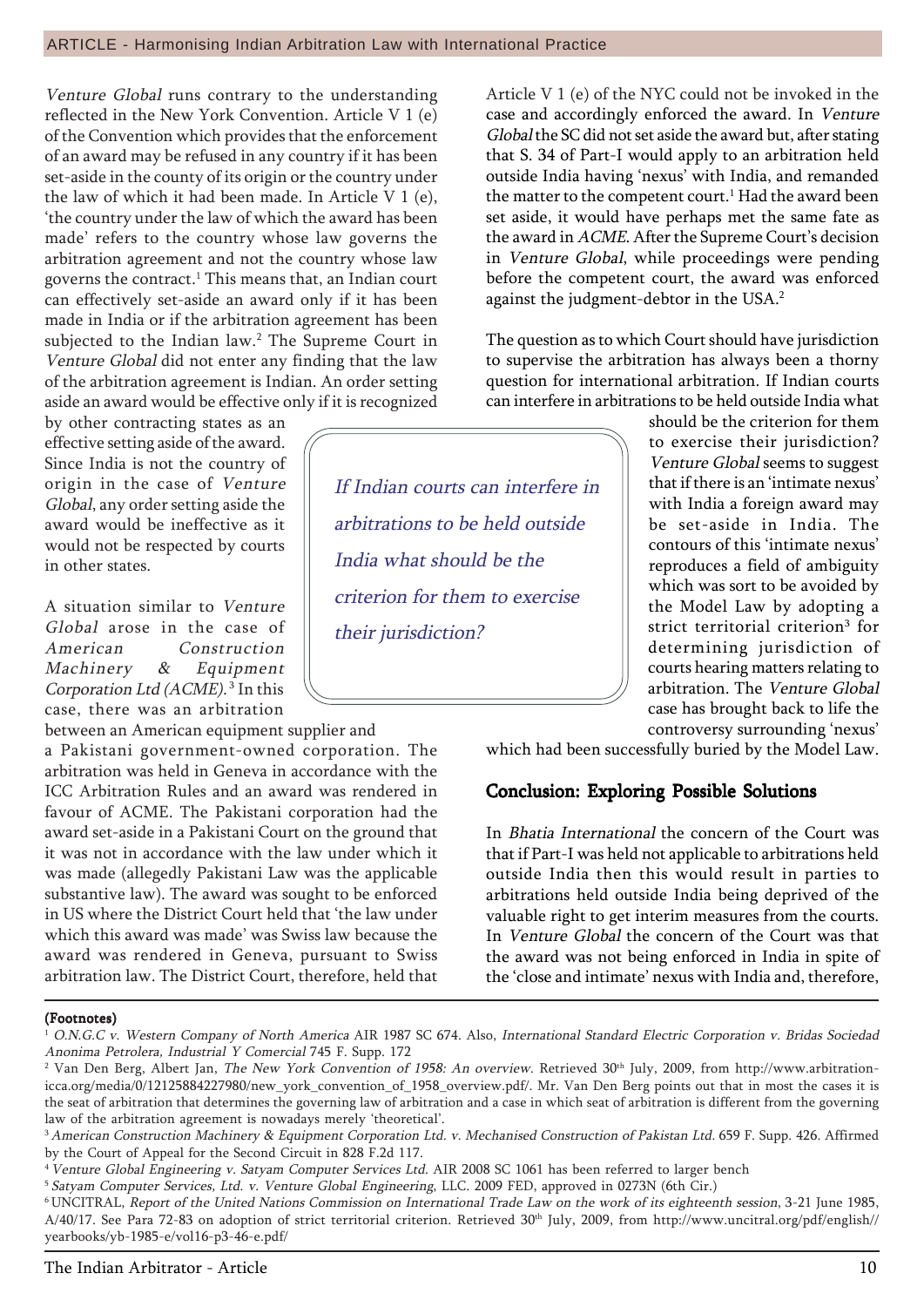*Venture Global* runs contrary to the understanding reflected in the New York Convention. Article V 1 (e) of the Convention which provides that the enforcement of an award may be refused in any country if it has been set-aside in the county of its origin or the country under the law of which it had been made. In Article V 1 (e), 'the country under the law of which the award has been made' refers to the country whose law governs the arbitration agreement and not the country whose law governs the contract.[1] This means that, an Indian court can effectively set-aside an award only if it has been made in India or if the arbitration agreement has been subjected to the Indian law.[2] The Supreme Court in *Venture Global* did not enter any finding that the law of the arbitration agreement is Indian. An order setting aside an award would be effective only if it is recognized by other contracting states as an effective setting aside of the award. Since India is not the country of origin in the case of *Venture Global*, any order setting aside the award would be ineffective as it would not be respected by courts in other states.

A situation similar to *Venture Global* arose in the case of *American Construction Machinery & Equipment Corporation Ltd (ACME)*.[3] In this case, there was an arbitration between an American equipment supplier and a Pakistani government-owned corporation. The arbitration was held in Geneva in accordance with the ICC Arbitration Rules and an award was rendered in favour of ACME. The Pakistani corporation had the award set-aside in a Pakistani Court on the ground that it was not in accordance with the law under which it was made (allegedly Pakistani Law was the applicable substantive law). The award was sought to be enforced in US where the District Court held that 'the law under which this award was made' was Swiss law because the award was rendered in Geneva, pursuant to Swiss arbitration law. The District Court, therefore, held that Article V 1 (e) of the NYC could not be invoked in the case and accordingly enforced the award. In *Venture Global* the SC did not set aside the award but, after stating that S. 34 of Part-I would apply to an arbitration held outside India having 'nexus' with India, and remanded the matter to the competent court.[1] Had the award been set aside, it would have perhaps met the same fate as the award in *ACME*. After the Supreme Court's decision in *Venture Global*, while proceedings were pending before the competent court, the award was enforced against the judgment-debtor in the USA.[2]

> *If Indian courts can interfere in arbitrations to be held outside India what should be the criterion for them to exercise their jurisdiction?*

The question as to which Court should have jurisdiction to supervise the arbitration has always been a thorny question for international arbitration. If Indian courts can interfere in arbitrations to be held outside India what should be the criterion for them to exercise their jurisdiction? *Venture Global* seems to suggest that if there is an 'intimate nexus' with India a foreign award may be set-aside in India. The contours of this 'intimate nexus' reproduces a field of ambiguity which was sort to be avoided by the Model Law by adopting a strict territorial criterion[3] for determining jurisdiction of courts hearing matters relating to arbitration. The *Venture Global* case has brought back to life the controversy surrounding 'nexus' which had been successfully buried by the Model Law.

## Conclusion: Exploring Possible Solutions

In *Bhatia International* the concern of the Court was that if Part-I was held not applicable to arbitrations held outside India then this would result in parties to arbitrations held outside India being deprived of the valuable right to get interim measures from the courts. In *Venture Global* the concern of the Court was that the award was not being enforced in India in spite of the 'close and intimate' nexus with India and, therefore,

**(Footnotes)**

[1] *O.N.G.C v. Western Company of North America* AIR 1987 SC 674. Also, *International Standard Electric Corporation v. Bridas Sociedad Anonima Petrolera, Industrial Y Comercial* 745 F. Supp. 172

[2] Van Den Berg, Albert Jan, *The New York Convention of 1958: An overview*. Retrieved 30th July, 2009, from http://www.arbitration-icca.org/media/0/12125884227980/new_york_convention_of_1958_overview.pdf/. Mr. Van Den Berg points out that in most the cases it is the seat of arbitration that determines the governing law of arbitration and a case in which seat of arbitration is different from the governing law of the arbitration agreement is nowadays merely 'theoretical'.

[3] *American Construction Machinery & Equipment Corporation Ltd. v. Mechanised Construction of Pakistan Ltd.* 659 F. Supp. 426. Affirmed by the Court of Appeal for the Second Circuit in 828 F.2d 117.

[4] *Venture Global Engineering v. Satyam Computer Services Ltd.* AIR 2008 SC 1061 has been referred to larger bench

[5] *Satyam Computer Services, Ltd. v. Venture Global Engineering*, LLC. 2009 FED, approved in 0273N (6th Cir.)

[6] UNCITRAL, *Report of the United Nations Commission on International Trade Law on the work of its eighteenth session*, 3-21 June 1985, A/40/17. See Para 72-83 on adoption of strict territorial criterion. Retrieved 30th July, 2009, from http://www.uncitral.org/pdf/english//yearbooks/yb-1985-e/vol16-p3-46-e.pdf/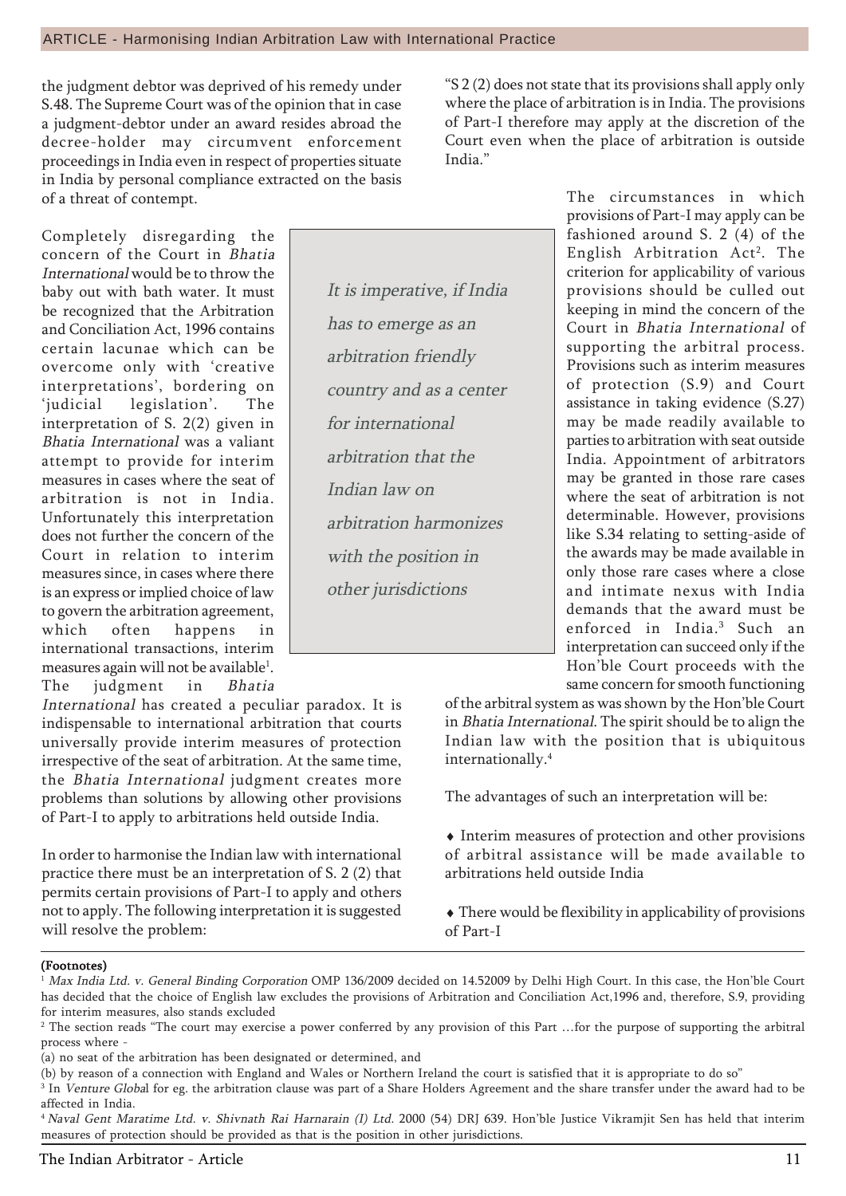the judgment debtor was deprived of his remedy under S.48. The Supreme Court was of the opinion that in case a judgment-debtor under an award resides abroad the decree-holder may circumvent enforcement proceedings in India even in respect of properties situate in India by personal compliance extracted on the basis of a threat of contempt.

Completely disregarding the concern of the Court in *Bhatia International* would be to throw the baby out with bath water. It must be recognized that the Arbitration and Conciliation Act, 1996 contains certain lacunae which can be overcome only with 'creative interpretations', bordering on 'judicial legislation'. The interpretation of S. 2(2) given in *Bhatia International* was a valiant attempt to provide for interim measures in cases where the seat of arbitration is not in India. Unfortunately this interpretation does not further the concern of the Court in relation to interim measures since, in cases where there is an express or implied choice of law to govern the arbitration agreement, which often happens in international transactions, interim measures again will not be available[1]. The judgment in *Bhatia International* has created a peculiar paradox. It is indispensable to international arbitration that courts universally provide interim measures of protection irrespective of the seat of arbitration. At the same time, the *Bhatia International* judgment creates more problems than solutions by allowing other provisions of Part-I to apply to arbitrations held outside India.

> *It is imperative, if India has to emerge as an arbitration friendly country and as a center for international arbitration that the Indian law on arbitration harmonizes with the position in other jurisdictions*

In order to harmonise the Indian law with international practice there must be an interpretation of S. 2 (2) that permits certain provisions of Part-I to apply and others not to apply. The following interpretation it is suggested will resolve the problem:

"S 2 (2) does not state that its provisions shall apply only where the place of arbitration is in India. The provisions of Part-I therefore may apply at the discretion of the Court even when the place of arbitration is outside India."

The circumstances in which provisions of Part-I may apply can be fashioned around S. 2 (4) of the English Arbitration Act[2]. The criterion for applicability of various provisions should be culled out keeping in mind the concern of the Court in *Bhatia International* of supporting the arbitral process. Provisions such as interim measures of protection (S.9) and Court assistance in taking evidence (S.27) may be made readily available to parties to arbitration with seat outside India. Appointment of arbitrators may be granted in those rare cases where the seat of arbitration is not determinable. However, provisions like S.34 relating to setting-aside of the awards may be made available in only those rare cases where a close and intimate nexus with India demands that the award must be enforced in India.[3] Such an interpretation can succeed only if the Hon'ble Court proceeds with the same concern for smooth functioning of the arbitral system as was shown by the Hon'ble Court in *Bhatia International*. The spirit should be to align the Indian law with the position that is ubiquitous internationally.[4]

The advantages of such an interpretation will be:

- Interim measures of protection and other provisions of arbitral assistance will be made available to arbitrations held outside India
- There would be flexibility in applicability of provisions of Part-I

**(Footnotes)**

[1] *Max India Ltd. v. General Binding Corporation* OMP 136/2009 decided on 14.52009 by Delhi High Court. In this case, the Hon'ble Court has decided that the choice of English law excludes the provisions of Arbitration and Conciliation Act,1996 and, therefore, S.9, providing for interim measures, also stands excluded

[2] The section reads "The court may exercise a power conferred by any provision of this Part …for the purpose of supporting the arbitral process where -

(a) no seat of the arbitration has been designated or determined, and

(b) by reason of a connection with England and Wales or Northern Ireland the court is satisfied that it is appropriate to do so"

[3] In *Venture Globa*l for eg. the arbitration clause was part of a Share Holders Agreement and the share transfer under the award had to be affected in India.

[4] *Naval Gent Maratime Ltd. v. Shivnath Rai Harnarain (I) Ltd.* 2000 (54) DRJ 639. Hon'ble Justice Vikramjit Sen has held that interim measures of protection should be provided as that is the position in other jurisdictions.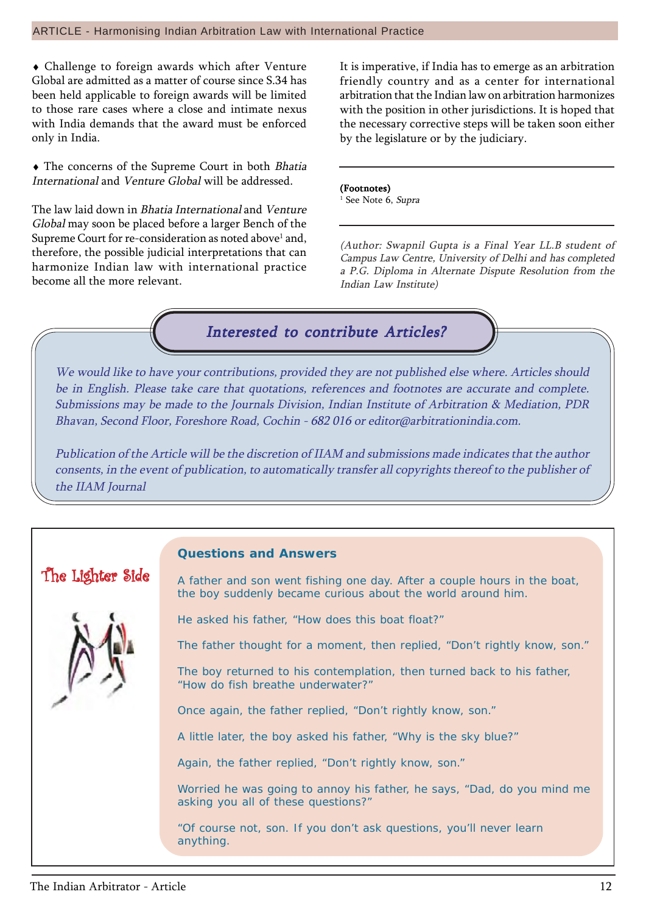- Challenge to foreign awards which after Venture Global are admitted as a matter of course since S.34 has been held applicable to foreign awards will be limited to those rare cases where a close and intimate nexus with India demands that the award must be enforced only in India.

- The concerns of the Supreme Court in both *Bhatia International* and *Venture Global* will be addressed.

The law laid down in *Bhatia International* and *Venture Global* may soon be placed before a larger Bench of the Supreme Court for re-consideration as noted above[1] and, therefore, the possible judicial interpretations that can harmonize Indian law with international practice become all the more relevant.

It is imperative, if India has to emerge as an arbitration friendly country and as a center for international arbitration that the Indian law on arbitration harmonizes with the position in other jurisdictions. It is hoped that the necessary corrective steps will be taken soon either by the legislature or by the judiciary.

**(Footnotes)**

[1] See Note 6, *Supra*

*(Author: Swapnil Gupta is a Final Year LL.B student of Campus Law Centre, University of Delhi and has completed a P.G. Diploma in Alternate Dispute Resolution from the Indian Law Institute)*

## *Interested to contribute Articles?*

*We would like to have your contributions, provided they are not published else where. Articles should be in English. Please take care that quotations, references and footnotes are accurate and complete. Submissions may be made to the Journals Division, Indian Institute of Arbitration & Mediation, PDR Bhavan, Second Floor, Foreshore Road, Cochin - 682 016 or editor@arbitrationindia.com.*

*Publication of the Article will be the discretion of IIAM and submissions made indicates that the author consents, in the event of publication, to automatically transfer all copyrights thereof to the publisher of the IIAM Journal*

## The Lighter Side

### Questions and Answers

A father and son went fishing one day. After a couple hours in the boat, the boy suddenly became curious about the world around him.

He asked his father, “How does this boat float?”

The father thought for a moment, then replied, “Don’t rightly know, son.”

The boy returned to his contemplation, then turned back to his father, “How do fish breathe underwater?”

Once again, the father replied, “Don’t rightly know, son.”

A little later, the boy asked his father, “Why is the sky blue?”

Again, the father replied, “Don’t rightly know, son.”

Worried he was going to annoy his father, he says, “Dad, do you mind me asking you all of these questions?”

“Of course not, son. If you don’t ask questions, you’ll never learn anything.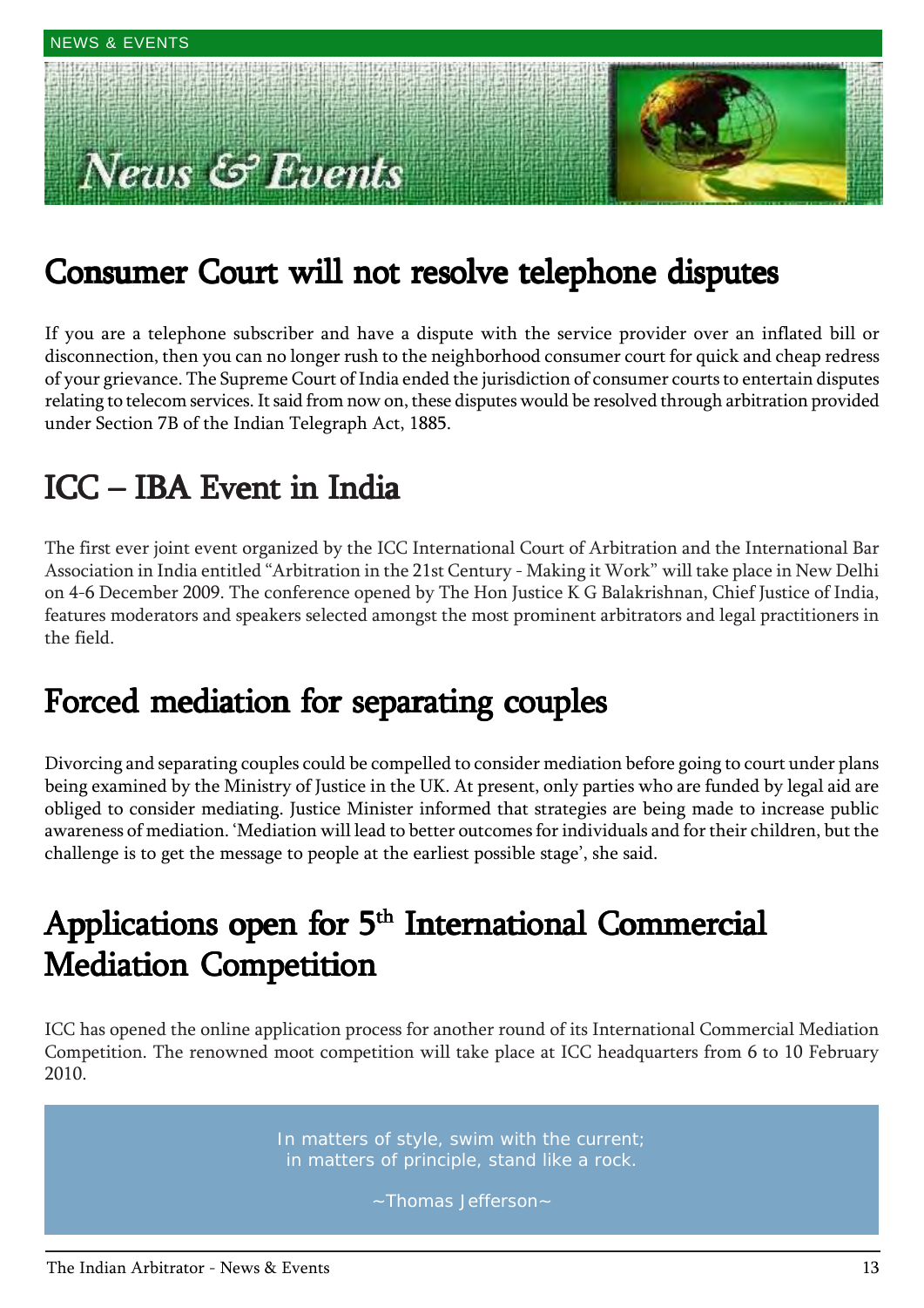# News & Events

## Consumer Court will not resolve telephone disputes

If you are a telephone subscriber and have a dispute with the service provider over an inflated bill or disconnection, then you can no longer rush to the neighborhood consumer court for quick and cheap redress of your grievance. The Supreme Court of India ended the jurisdiction of consumer courts to entertain disputes relating to telecom services. It said from now on, these disputes would be resolved through arbitration provided under Section 7B of the Indian Telegraph Act, 1885.

## ICC – IBA Event in India

The first ever joint event organized by the ICC International Court of Arbitration and the International Bar Association in India entitled "Arbitration in the 21st Century - Making it Work" will take place in New Delhi on 4-6 December 2009. The conference opened by The Hon Justice K G Balakrishnan, Chief Justice of India, features moderators and speakers selected amongst the most prominent arbitrators and legal practitioners in the field.

## Forced mediation for separating couples

Divorcing and separating couples could be compelled to consider mediation before going to court under plans being examined by the Ministry of Justice in the UK. At present, only parties who are funded by legal aid are obliged to consider mediating. Justice Minister informed that strategies are being made to increase public awareness of mediation. 'Mediation will lead to better outcomes for individuals and for their children, but the challenge is to get the message to people at the earliest possible stage', she said.

## Applications open for 5th International Commercial Mediation Competition

ICC has opened the online application process for another round of its International Commercial Mediation Competition. The renowned moot competition will take place at ICC headquarters from 6 to 10 February 2010.

> In matters of style, swim with the current;
> in matters of principle, stand like a rock.
>
> ~Thomas Jefferson~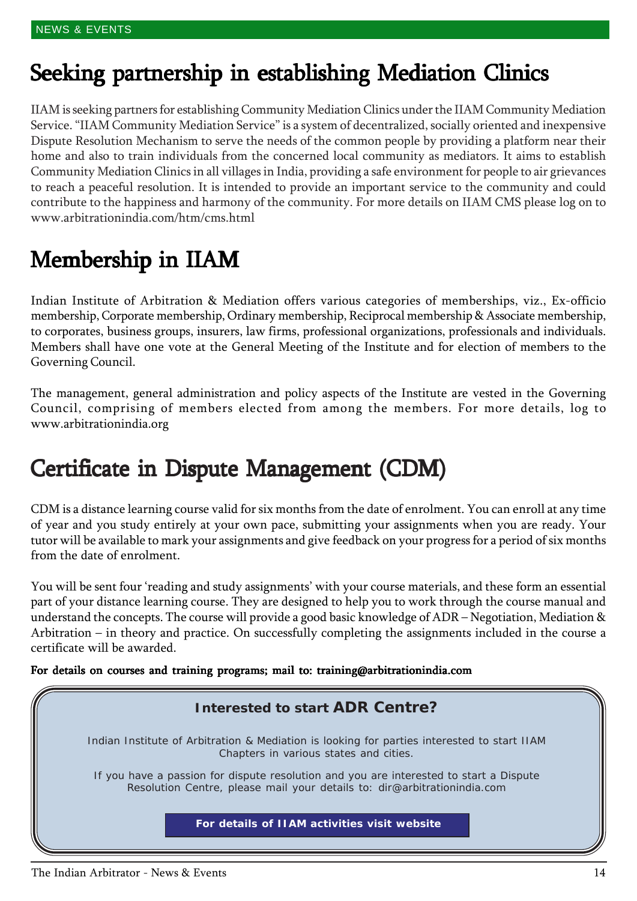# Seeking partnership in establishing Mediation Clinics

IIAM is seeking partners for establishing Community Mediation Clinics under the IIAM Community Mediation Service. "IIAM Community Mediation Service" is a system of decentralized, socially oriented and inexpensive Dispute Resolution Mechanism to serve the needs of the common people by providing a platform near their home and also to train individuals from the concerned local community as mediators. It aims to establish Community Mediation Clinics in all villages in India, providing a safe environment for people to air grievances to reach a peaceful resolution. It is intended to provide an important service to the community and could contribute to the happiness and harmony of the community. For more details on IIAM CMS please log on to www.arbitrationindia.com/htm/cms.html

# Membership in IIAM

Indian Institute of Arbitration & Mediation offers various categories of memberships, viz., Ex-officio membership, Corporate membership, Ordinary membership, Reciprocal membership & Associate membership, to corporates, business groups, insurers, law firms, professional organizations, professionals and individuals. Members shall have one vote at the General Meeting of the Institute and for election of members to the Governing Council.

The management, general administration and policy aspects of the Institute are vested in the Governing Council, comprising of members elected from among the members. For more details, log to www.arbitrationindia.org

# Certificate in Dispute Management (CDM)

CDM is a distance learning course valid for six months from the date of enrolment. You can enroll at any time of year and you study entirely at your own pace, submitting your assignments when you are ready. Your tutor will be available to mark your assignments and give feedback on your progress for a period of six months from the date of enrolment.

You will be sent four 'reading and study assignments' with your course materials, and these form an essential part of your distance learning course. They are designed to help you to work through the course manual and understand the concepts. The course will provide a good basic knowledge of ADR – Negotiation, Mediation & Arbitration – in theory and practice. On successfully completing the assignments included in the course a certificate will be awarded.

**For details on courses and training programs; mail to: training@arbitrationindia.com**

**Interested to start ADR Centre?**

Indian Institute of Arbitration & Mediation is looking for parties interested to start IIAM Chapters in various states and cities.

If you have a passion for dispute resolution and you are interested to start a Dispute Resolution Centre, please mail your details to: dir@arbitrationindia.com

**For details of IIAM activities visit website**